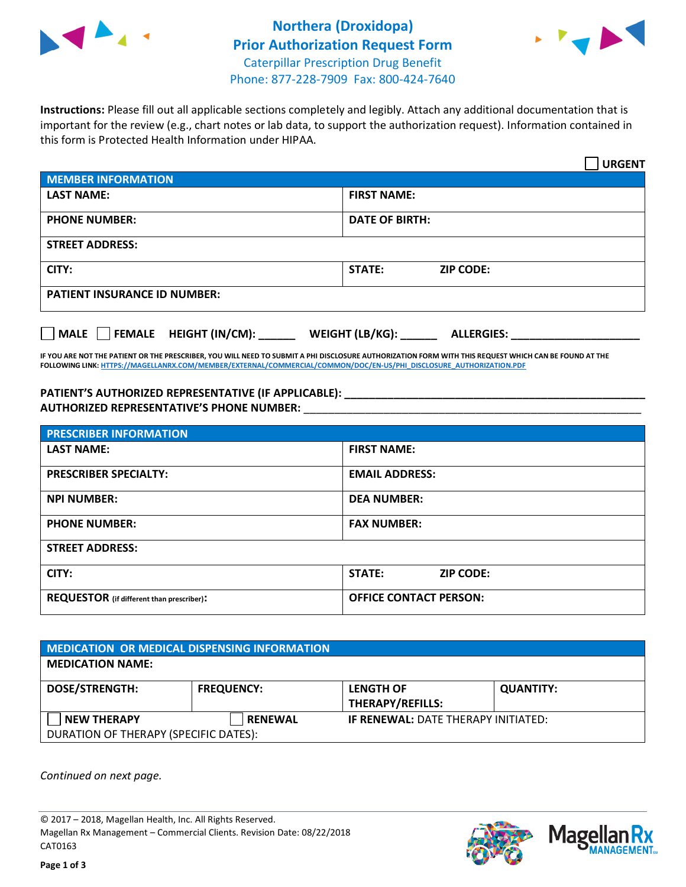# Northera (Droxidopa)
## Prior Authorization Request Form

Caterpillar Prescription Drug Benefit
Phone: 877-228-7909 Fax: 800-424-7640

**Instructions:** Please fill out all applicable sections completely and legibly. Attach any additional documentation that is important for the review (e.g., chart notes or lab data, to support the authorization request). Information contained in this form is Protected Health Information under HIPAA.

☐ **URGENT**

| MEMBER INFORMATION | |
|---|---|
| **LAST NAME:** | **FIRST NAME:** |
| **PHONE NUMBER:** | **DATE OF BIRTH:** |
| **STREET ADDRESS:** | |
| **CITY:** | **STATE:** **ZIP CODE:** |
| **PATIENT INSURANCE ID NUMBER:** | |

☐ **MALE** ☐ **FEMALE** **HEIGHT (IN/CM):** ______ **WEIGHT (LB/KG):** ______ **ALLERGIES:** ____________________

**IF YOU ARE NOT THE PATIENT OR THE PRESCRIBER, YOU WILL NEED TO SUBMIT A PHI DISCLOSURE AUTHORIZATION FORM WITH THIS REQUEST WHICH CAN BE FOUND AT THE FOLLOWING LINK:** HTTPS://MAGELLANRX.COM/MEMBER/EXTERNAL/COMMERCIAL/COMMON/DOC/EN-US/PHI_DISCLOSURE_AUTHORIZATION.PDF

**PATIENT'S AUTHORIZED REPRESENTATIVE (IF APPLICABLE):** ____________________________________________
**AUTHORIZED REPRESENTATIVE'S PHONE NUMBER:** ____________________________________________

| PRESCRIBER INFORMATION | |
|---|---|
| **LAST NAME:** | **FIRST NAME:** |
| **PRESCRIBER SPECIALTY:** | **EMAIL ADDRESS:** |
| **NPI NUMBER:** | **DEA NUMBER:** |
| **PHONE NUMBER:** | **FAX NUMBER:** |
| **STREET ADDRESS:** | |
| **CITY:** | **STATE:** **ZIP CODE:** |
| **REQUESTOR** (if different than prescriber)**:** | **OFFICE CONTACT PERSON:** |

| MEDICATION OR MEDICAL DISPENSING INFORMATION | | | |
|---|---|---|---|
| **MEDICATION NAME:** | | | |
| **DOSE/STRENGTH:** | **FREQUENCY:** | **LENGTH OF THERAPY/REFILLS:** | **QUANTITY:** |
| ☐ **NEW THERAPY** | ☐ **RENEWAL** | **IF RENEWAL:** DATE THERAPY INITIATED: | |
| DURATION OF THERAPY (SPECIFIC DATES): | | | |

*Continued on next page.*

© 2017 – 2018, Magellan Health, Inc. All Rights Reserved.
Magellan Rx Management – Commercial Clients. Revision Date: 08/22/2018
CAT0163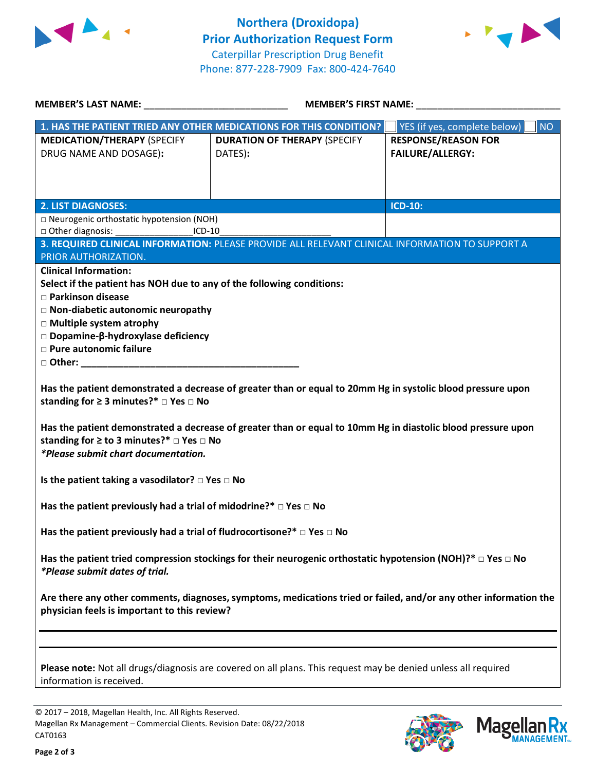# Northera (Droxidopa)
## Prior Authorization Request Form

Caterpillar Prescription Drug Benefit
Phone: 877-228-7909 Fax: 800-424-7640

**MEMBER'S LAST NAME:** ___________________________ **MEMBER'S FIRST NAME:** ___________________________

| **1. HAS THE PATIENT TRIED ANY OTHER MEDICATIONS FOR THIS CONDITION?** | | ☐ YES (if yes, complete below) ☐ NO |
|---|---|---|
| **MEDICATION/THERAPY** (SPECIFY DRUG NAME AND DOSAGE): | **DURATION OF THERAPY** (SPECIFY DATES): | **RESPONSE/REASON FOR FAILURE/ALLERGY:** |
| | | |

| **2. LIST DIAGNOSES:** | **ICD-10:** |
|---|---|
| □ Neurogenic orthostatic hypotension (NOH)<br>□ Other diagnosis: ______________ICD-10______________________ | |

**3. REQUIRED CLINICAL INFORMATION:** PLEASE PROVIDE ALL RELEVANT CLINICAL INFORMATION TO SUPPORT A PRIOR AUTHORIZATION.

**Clinical Information:**

**Select if the patient has NOH due to any of the following conditions:**

- □ **Parkinson disease**
- □ **Non-diabetic autonomic neuropathy**
- □ **Multiple system atrophy**
- □ **Dopamine-β-hydroxylase deficiency**
- □ **Pure autonomic failure**
- □ **Other: ________________________________________**

**Has the patient demonstrated a decrease of greater than or equal to 20mm Hg in systolic blood pressure upon standing for ≥ 3 minutes?\*** □ **Yes** □ **No**

**Has the patient demonstrated a decrease of greater than or equal to 10mm Hg in diastolic blood pressure upon standing for ≥ to 3 minutes?\*** □ **Yes** □ **No**
***Please submit chart documentation.***

**Is the patient taking a vasodilator?** □ **Yes** □ **No**

**Has the patient previously had a trial of midodrine?\*** □ **Yes** □ **No**

**Has the patient previously had a trial of fludrocortisone?\*** □ **Yes** □ **No**

**Has the patient tried compression stockings for their neurogenic orthostatic hypotension (NOH)?\*** □ **Yes** □ **No**
***Please submit dates of trial.***

**Are there any other comments, diagnoses, symptoms, medications tried or failed, and/or any other information the physician feels is important to this review?**

_______________________________________________________________________________

_______________________________________________________________________________

**Please note:** Not all drugs/diagnosis are covered on all plans. This request may be denied unless all required information is received.

© 2017 – 2018, Magellan Health, Inc. All Rights Reserved.
Magellan Rx Management – Commercial Clients. Revision Date: 08/22/2018
CAT0163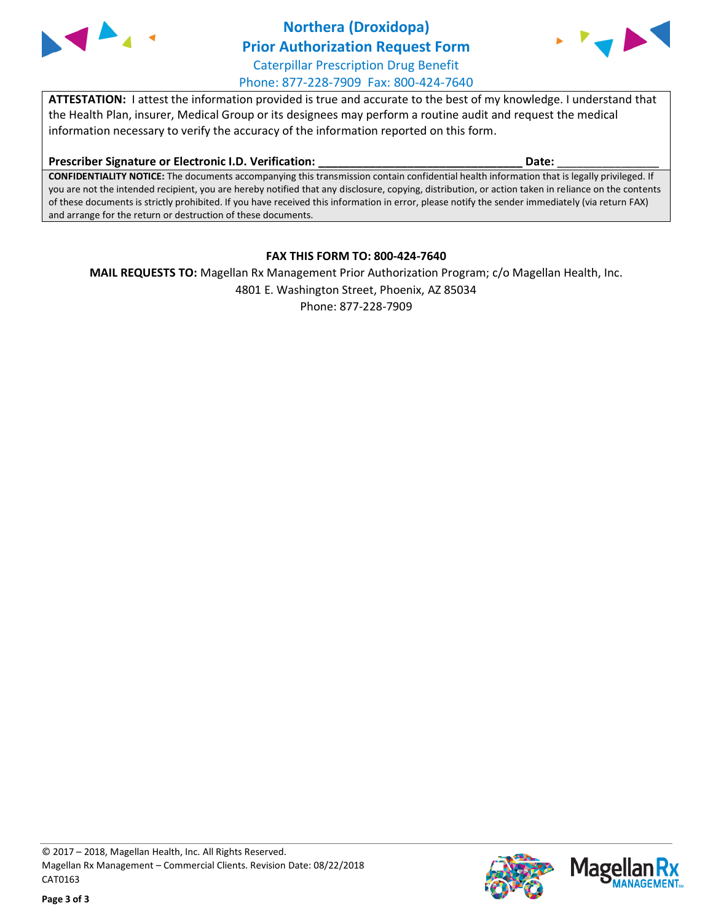**ATTESTATION:** I attest the information provided is true and accurate to the best of my knowledge. I understand that the Health Plan, insurer, Medical Group or its designees may perform a routine audit and request the medical information necessary to verify the accuracy of the information reported on this form.

**Prescriber Signature or Electronic I.D. Verification: ______________________________ Date: ______________**

**CONFIDENTIALITY NOTICE:** The documents accompanying this transmission contain confidential health information that is legally privileged. If you are not the intended recipient, you are hereby notified that any disclosure, copying, distribution, or action taken in reliance on the contents of these documents is strictly prohibited. If you have received this information in error, please notify the sender immediately (via return FAX) and arrange for the return or destruction of these documents.

**FAX THIS FORM TO: 800-424-7640**

**MAIL REQUESTS TO:** Magellan Rx Management Prior Authorization Program; c/o Magellan Health, Inc.
4801 E. Washington Street, Phoenix, AZ 85034
Phone: 877-228-7909

© 2017 – 2018, Magellan Health, Inc. All Rights Reserved.
Magellan Rx Management – Commercial Clients. Revision Date: 08/22/2018
CAT0163